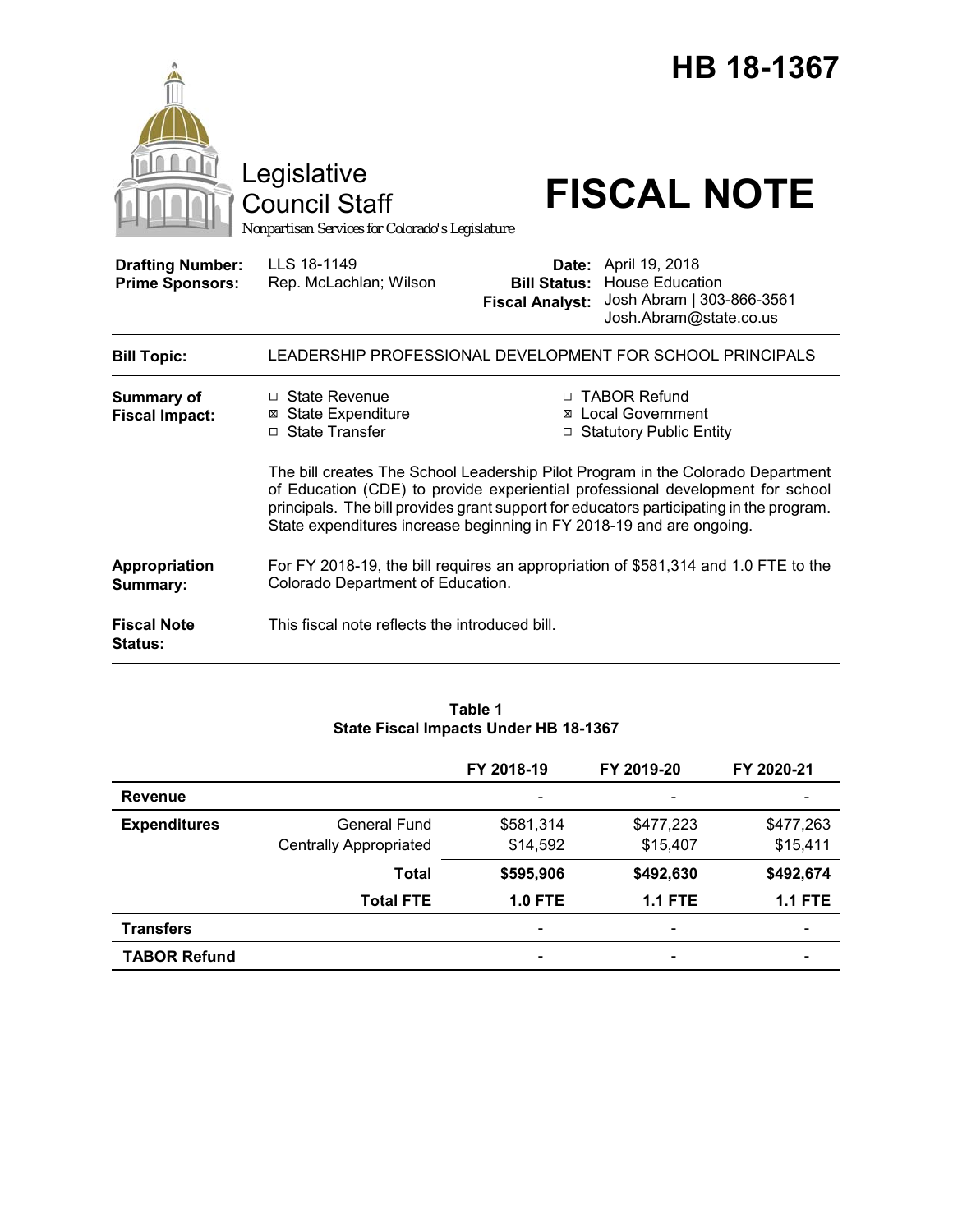# HB 18-1367

Legislative Council Staff

*Nonpartisan Services for Colorado's Legislature*

# FISCAL NOTE

| | | | |
|---|---|---|---|
| **Drafting Number:** | LLS 18-1149 | **Date:** | April 19, 2018 |
| **Prime Sponsors:** | Rep. McLachlan; Wilson | **Bill Status:** | House Education |
| | | **Fiscal Analyst:** | Josh Abram \| 303-866-3561 Josh.Abram@state.co.us |

**Bill Topic:** LEADERSHIP PROFESSIONAL DEVELOPMENT FOR SCHOOL PRINCIPALS

**Summary of Fiscal Impact:**

- ☐ State Revenue
- ☒ State Expenditure
- ☐ State Transfer
- ☐ TABOR Refund
- ☒ Local Government
- ☐ Statutory Public Entity

The bill creates The School Leadership Pilot Program in the Colorado Department of Education (CDE) to provide experiential professional development for school principals. The bill provides grant support for educators participating in the program. State expenditures increase beginning in FY 2018-19 and are ongoing.

**Appropriation Summary:** For FY 2018-19, the bill requires an appropriation of $581,314 and 1.0 FTE to the Colorado Department of Education.

**Fiscal Note Status:** This fiscal note reflects the introduced bill.

**Table 1**
**State Fiscal Impacts Under HB 18-1367**

| | | FY 2018-19 | FY 2019-20 | FY 2020-21 |
|---|---|---|---|---|
| **Revenue** | | - | - | - |
| **Expenditures** | General Fund | $581,314 | $477,223 | $477,263 |
| | Centrally Appropriated | $14,592 | $15,407 | $15,411 |
| | **Total** | **$595,906** | **$492,630** | **$492,674** |
| | **Total FTE** | **1.0 FTE** | **1.1 FTE** | **1.1 FTE** |
| **Transfers** | | - | - | - |
| **TABOR Refund** | | - | - | - |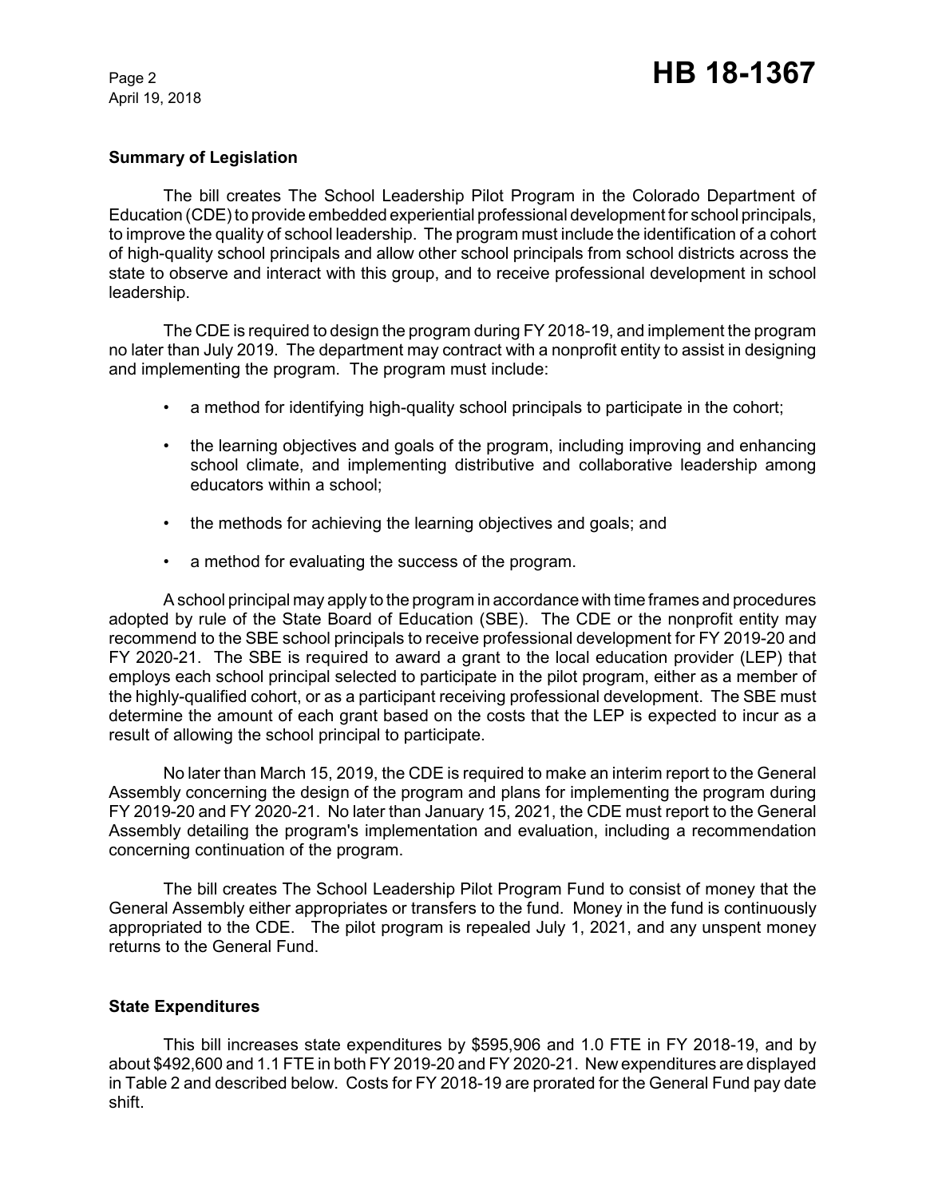## Summary of Legislation

The bill creates The School Leadership Pilot Program in the Colorado Department of Education (CDE) to provide embedded experiential professional development for school principals, to improve the quality of school leadership. The program must include the identification of a cohort of high-quality school principals and allow other school principals from school districts across the state to observe and interact with this group, and to receive professional development in school leadership.

The CDE is required to design the program during FY 2018-19, and implement the program no later than July 2019. The department may contract with a nonprofit entity to assist in designing and implementing the program. The program must include:

- a method for identifying high-quality school principals to participate in the cohort;
- the learning objectives and goals of the program, including improving and enhancing school climate, and implementing distributive and collaborative leadership among educators within a school;
- the methods for achieving the learning objectives and goals; and
- a method for evaluating the success of the program.

A school principal may apply to the program in accordance with time frames and procedures adopted by rule of the State Board of Education (SBE). The CDE or the nonprofit entity may recommend to the SBE school principals to receive professional development for FY 2019-20 and FY 2020-21. The SBE is required to award a grant to the local education provider (LEP) that employs each school principal selected to participate in the pilot program, either as a member of the highly-qualified cohort, or as a participant receiving professional development. The SBE must determine the amount of each grant based on the costs that the LEP is expected to incur as a result of allowing the school principal to participate.

No later than March 15, 2019, the CDE is required to make an interim report to the General Assembly concerning the design of the program and plans for implementing the program during FY 2019-20 and FY 2020-21. No later than January 15, 2021, the CDE must report to the General Assembly detailing the program's implementation and evaluation, including a recommendation concerning continuation of the program.

The bill creates The School Leadership Pilot Program Fund to consist of money that the General Assembly either appropriates or transfers to the fund. Money in the fund is continuously appropriated to the CDE. The pilot program is repealed July 1, 2021, and any unspent money returns to the General Fund.

## State Expenditures

This bill increases state expenditures by $595,906 and 1.0 FTE in FY 2018-19, and by about $492,600 and 1.1 FTE in both FY 2019-20 and FY 2020-21. New expenditures are displayed in Table 2 and described below. Costs for FY 2018-19 are prorated for the General Fund pay date shift.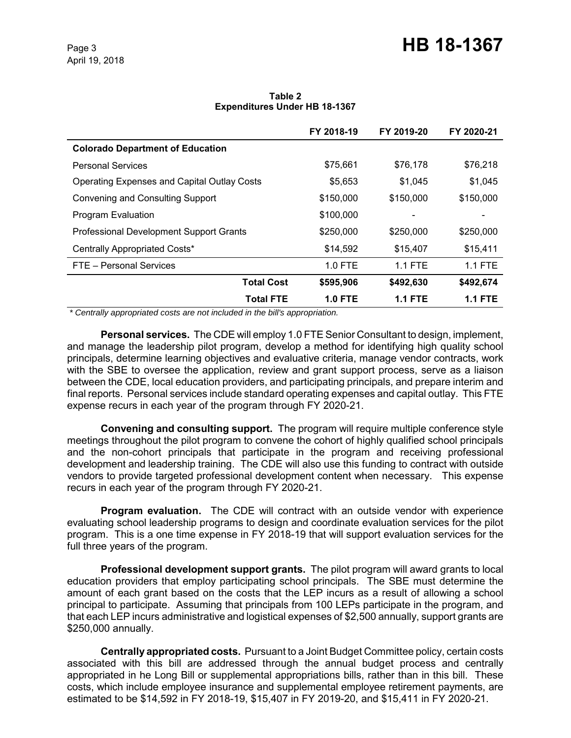**Table 2**
**Expenditures Under HB 18-1367**

| | FY 2018-19 | FY 2019-20 | FY 2020-21 |
|---|---|---|---|
| **Colorado Department of Education** | | | |
| Personal Services | $75,661 | $76,178 | $76,218 |
| Operating Expenses and Capital Outlay Costs | $5,653 | $1,045 | $1,045 |
| Convening and Consulting Support | $150,000 | $150,000 | $150,000 |
| Program Evaluation | $100,000 | - | - |
| Professional Development Support Grants | $250,000 | $250,000 | $250,000 |
| Centrally Appropriated Costs* | $14,592 | $15,407 | $15,411 |
| FTE – Personal Services | 1.0 FTE | 1.1 FTE | 1.1 FTE |
| **Total Cost** | **$595,906** | **$492,630** | **$492,674** |
| **Total FTE** | **1.0 FTE** | **1.1 FTE** | **1.1 FTE** |

*\* Centrally appropriated costs are not included in the bill's appropriation.*

**Personal services.** The CDE will employ 1.0 FTE Senior Consultant to design, implement, and manage the leadership pilot program, develop a method for identifying high quality school principals, determine learning objectives and evaluative criteria, manage vendor contracts, work with the SBE to oversee the application, review and grant support process, serve as a liaison between the CDE, local education providers, and participating principals, and prepare interim and final reports. Personal services include standard operating expenses and capital outlay. This FTE expense recurs in each year of the program through FY 2020-21.

**Convening and consulting support.** The program will require multiple conference style meetings throughout the pilot program to convene the cohort of highly qualified school principals and the non-cohort principals that participate in the program and receiving professional development and leadership training. The CDE will also use this funding to contract with outside vendors to provide targeted professional development content when necessary. This expense recurs in each year of the program through FY 2020-21.

**Program evaluation.** The CDE will contract with an outside vendor with experience evaluating school leadership programs to design and coordinate evaluation services for the pilot program. This is a one time expense in FY 2018-19 that will support evaluation services for the full three years of the program.

**Professional development support grants.** The pilot program will award grants to local education providers that employ participating school principals. The SBE must determine the amount of each grant based on the costs that the LEP incurs as a result of allowing a school principal to participate. Assuming that principals from 100 LEPs participate in the program, and that each LEP incurs administrative and logistical expenses of $2,500 annually, support grants are $250,000 annually.

**Centrally appropriated costs.** Pursuant to a Joint Budget Committee policy, certain costs associated with this bill are addressed through the annual budget process and centrally appropriated in he Long Bill or supplemental appropriations bills, rather than in this bill. These costs, which include employee insurance and supplemental employee retirement payments, are estimated to be $14,592 in FY 2018-19, $15,407 in FY 2019-20, and $15,411 in FY 2020-21.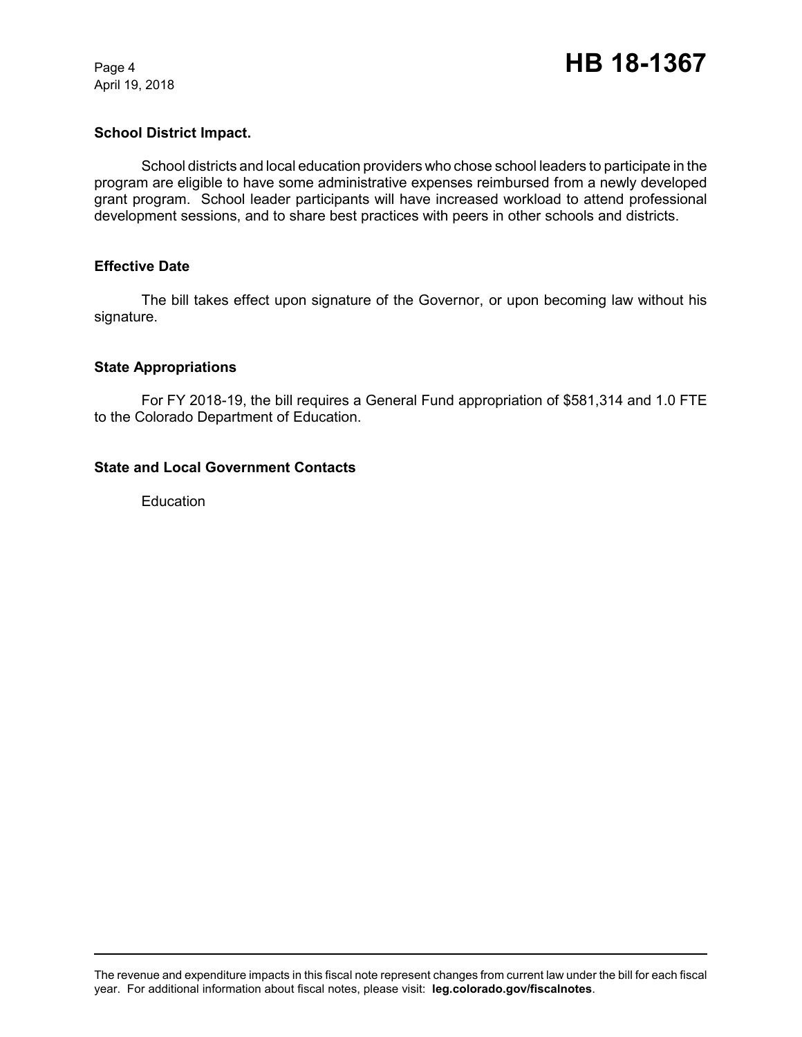### School District Impact.

School districts and local education providers who chose school leaders to participate in the program are eligible to have some administrative expenses reimbursed from a newly developed grant program. School leader participants will have increased workload to attend professional development sessions, and to share best practices with peers in other schools and districts.

### Effective Date

The bill takes effect upon signature of the Governor, or upon becoming law without his signature.

### State Appropriations

For FY 2018-19, the bill requires a General Fund appropriation of $581,314 and 1.0 FTE to the Colorado Department of Education.

### State and Local Government Contacts

Education

The revenue and expenditure impacts in this fiscal note represent changes from current law under the bill for each fiscal year. For additional information about fiscal notes, please visit: **leg.colorado.gov/fiscalnotes**.